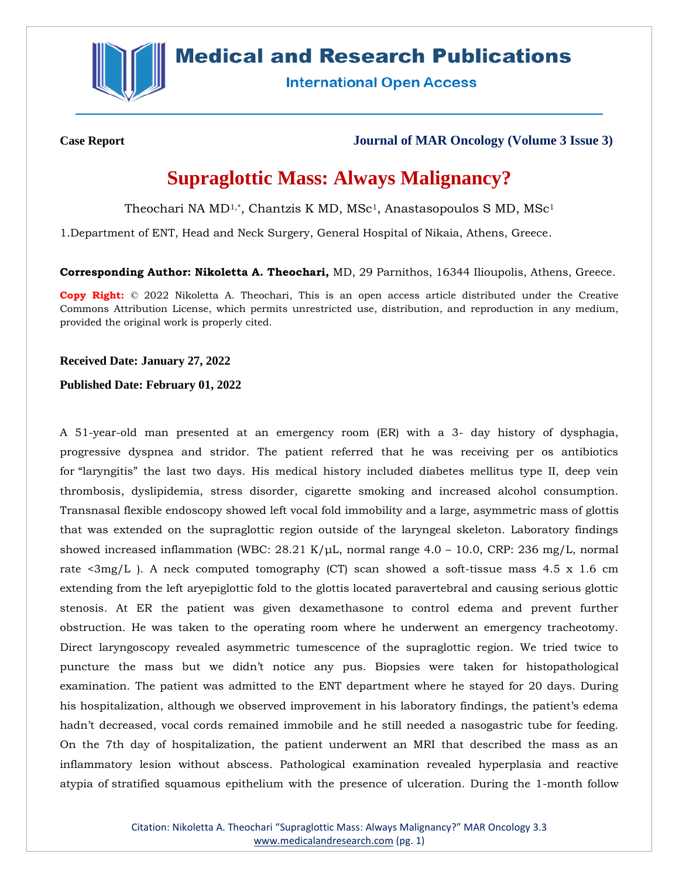**Case Report**

**Journal of MAR Oncology (Volume 3 Issue 3)**

# Supraglottic Mass: Always Malignancy?

Theochari NA MD[1,*], Chantzis K MD, MSc[1], Anastasopoulos S MD, MSc[1]

1.Department of ENT, Head and Neck Surgery, General Hospital of Nikaia, Athens, Greece.

**Corresponding Author: Nikoletta A. Theochari,** MD, 29 Parnithos, 16344 Ilioupolis, Athens, Greece.

**Copy Right:** © 2022 Nikoletta A. Theochari, This is an open access article distributed under the Creative Commons Attribution License, which permits unrestricted use, distribution, and reproduction in any medium, provided the original work is properly cited.

**Received Date: January 27, 2022**

**Published Date: February 01, 2022**

A 51-year-old man presented at an emergency room (ER) with a 3- day history of dysphagia, progressive dyspnea and stridor. The patient referred that he was receiving per os antibiotics for "laryngitis" the last two days. His medical history included diabetes mellitus type II, deep vein thrombosis, dyslipidemia, stress disorder, cigarette smoking and increased alcohol consumption. Transnasal flexible endoscopy showed left vocal fold immobility and a large, asymmetric mass of glottis that was extended on the supraglottic region outside of the laryngeal skeleton. Laboratory findings showed increased inflammation (WBC: 28.21 K/μL, normal range 4.0 – 10.0, CRP: 236 mg/L, normal rate <3mg/L ). A neck computed tomography (CT) scan showed a soft-tissue mass 4.5 x 1.6 cm extending from the left aryepiglottic fold to the glottis located paravertebral and causing serious glottic stenosis. At ER the patient was given dexamethasone to control edema and prevent further obstruction. He was taken to the operating room where he underwent an emergency tracheotomy. Direct laryngoscopy revealed asymmetric tumescence of the supraglottic region. We tried twice to puncture the mass but we didn't notice any pus. Biopsies were taken for histopathological examination. The patient was admitted to the ENT department where he stayed for 20 days. During his hospitalization, although we observed improvement in his laboratory findings, the patient's edema hadn't decreased, vocal cords remained immobile and he still needed a nasogastric tube for feeding. On the 7th day of hospitalization, the patient underwent an MRI that described the mass as an inflammatory lesion without abscess. Pathological examination revealed hyperplasia and reactive atypia of stratified squamous epithelium with the presence of ulceration. During the 1-month follow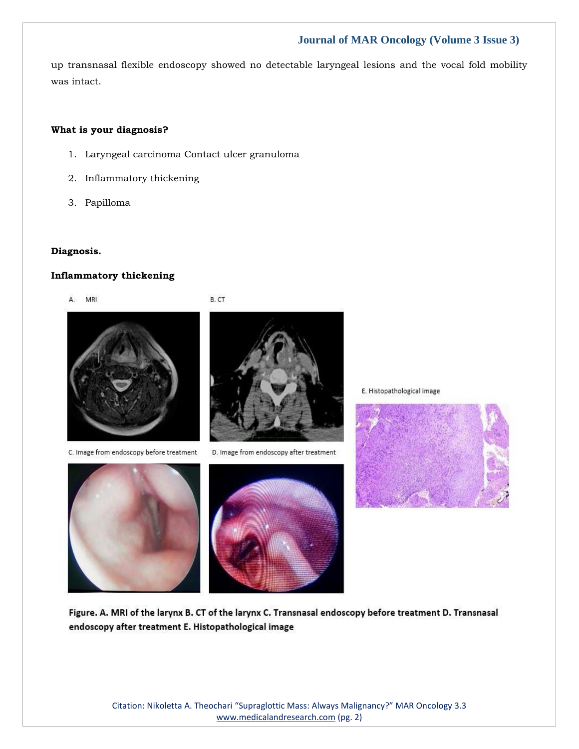up transnasal flexible endoscopy showed no detectable laryngeal lesions and the vocal fold mobility was intact.

**What is your diagnosis?**

1. Laryngeal carcinoma Contact ulcer granuloma
2. Inflammatory thickening
3. Papilloma

**Diagnosis.**

**Inflammatory thickening**

A. MRI

B. CT

C. Image from endoscopy before treatment

D. Image from endoscopy after treatment

E. Histopathological image

**Figure. A. MRI of the larynx B. CT of the larynx C. Transnasal endoscopy before treatment D. Transnasal endoscopy after treatment E. Histopathological image**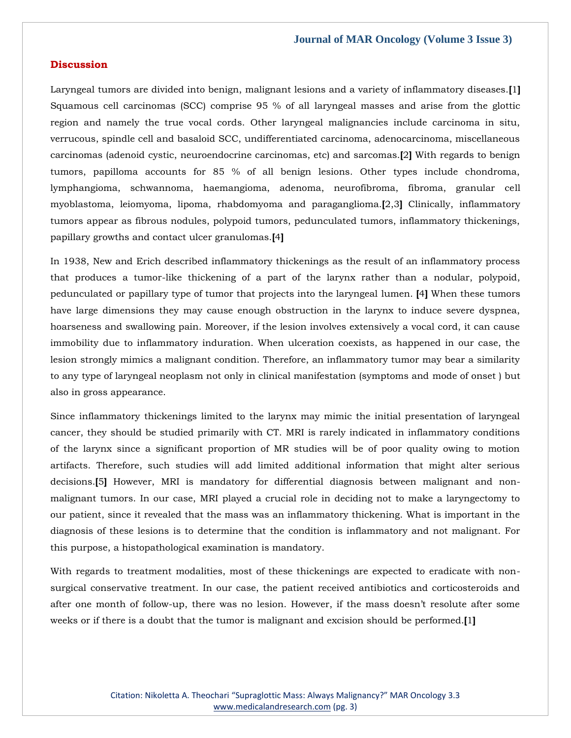## Discussion

Laryngeal tumors are divided into benign, malignant lesions and a variety of inflammatory diseases.[1] Squamous cell carcinomas (SCC) comprise 95 % of all laryngeal masses and arise from the glottic region and namely the true vocal cords. Other laryngeal malignancies include carcinoma in situ, verrucous, spindle cell and basaloid SCC, undifferentiated carcinoma, adenocarcinoma, miscellaneous carcinomas (adenoid cystic, neuroendocrine carcinomas, etc) and sarcomas.[2] With regards to benign tumors, papilloma accounts for 85 % of all benign lesions. Other types include chondroma, lymphangioma, schwannoma, haemangioma, adenoma, neurofibroma, fibroma, granular cell myoblastoma, leiomyoma, lipoma, rhabdomyoma and paraganglioma.[2,3] Clinically, inflammatory tumors appear as fibrous nodules, polypoid tumors, pedunculated tumors, inflammatory thickenings, papillary growths and contact ulcer granulomas.[4]

In 1938, New and Erich described inflammatory thickenings as the result of an inflammatory process that produces a tumor-like thickening of a part of the larynx rather than a nodular, polypoid, pedunculated or papillary type of tumor that projects into the laryngeal lumen. [4] When these tumors have large dimensions they may cause enough obstruction in the larynx to induce severe dyspnea, hoarseness and swallowing pain. Moreover, if the lesion involves extensively a vocal cord, it can cause immobility due to inflammatory induration. When ulceration coexists, as happened in our case, the lesion strongly mimics a malignant condition. Therefore, an inflammatory tumor may bear a similarity to any type of laryngeal neoplasm not only in clinical manifestation (symptoms and mode of onset ) but also in gross appearance.

Since inflammatory thickenings limited to the larynx may mimic the initial presentation of laryngeal cancer, they should be studied primarily with CT. MRI is rarely indicated in inflammatory conditions of the larynx since a significant proportion of MR studies will be of poor quality owing to motion artifacts. Therefore, such studies will add limited additional information that might alter serious decisions.[5] However, MRI is mandatory for differential diagnosis between malignant and non-malignant tumors. In our case, MRI played a crucial role in deciding not to make a laryngectomy to our patient, since it revealed that the mass was an inflammatory thickening. What is important in the diagnosis of these lesions is to determine that the condition is inflammatory and not malignant. For this purpose, a histopathological examination is mandatory.

With regards to treatment modalities, most of these thickenings are expected to eradicate with non-surgical conservative treatment. In our case, the patient received antibiotics and corticosteroids and after one month of follow-up, there was no lesion. However, if the mass doesn't resolute after some weeks or if there is a doubt that the tumor is malignant and excision should be performed.[1]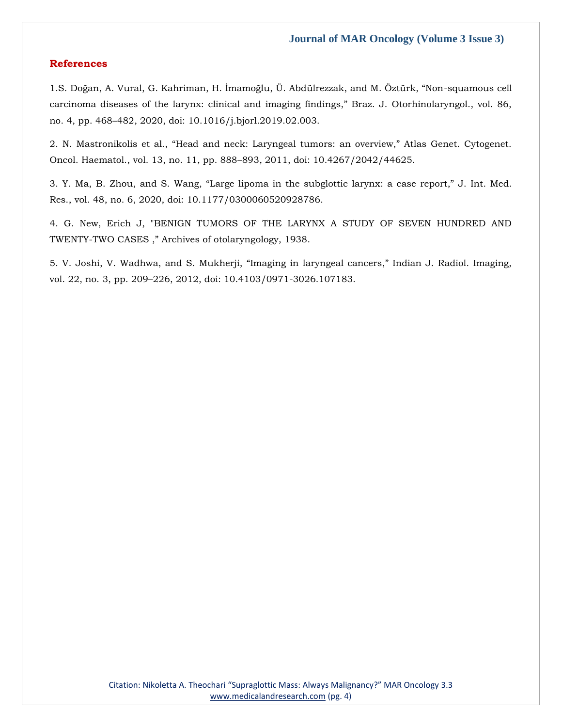## References

1.S. Doğan, A. Vural, G. Kahriman, H. İmamoğlu, Ü. Abdülrezzak, and M. Öztürk, "Non-squamous cell carcinoma diseases of the larynx: clinical and imaging findings," Braz. J. Otorhinolaryngol., vol. 86, no. 4, pp. 468–482, 2020, doi: 10.1016/j.bjorl.2019.02.003.

2. N. Mastronikolis et al., "Head and neck: Laryngeal tumors: an overview," Atlas Genet. Cytogenet. Oncol. Haematol., vol. 13, no. 11, pp. 888–893, 2011, doi: 10.4267/2042/44625.

3. Y. Ma, B. Zhou, and S. Wang, "Large lipoma in the subglottic larynx: a case report," J. Int. Med. Res., vol. 48, no. 6, 2020, doi: 10.1177/0300060520928786.

4. G. New, Erich J, "BENIGN TUMORS OF THE LARYNX A STUDY OF SEVEN HUNDRED AND TWENTY-TWO CASES ," Archives of otolaryngology, 1938.

5. V. Joshi, V. Wadhwa, and S. Mukherji, "Imaging in laryngeal cancers," Indian J. Radiol. Imaging, vol. 22, no. 3, pp. 209–226, 2012, doi: 10.4103/0971-3026.107183.